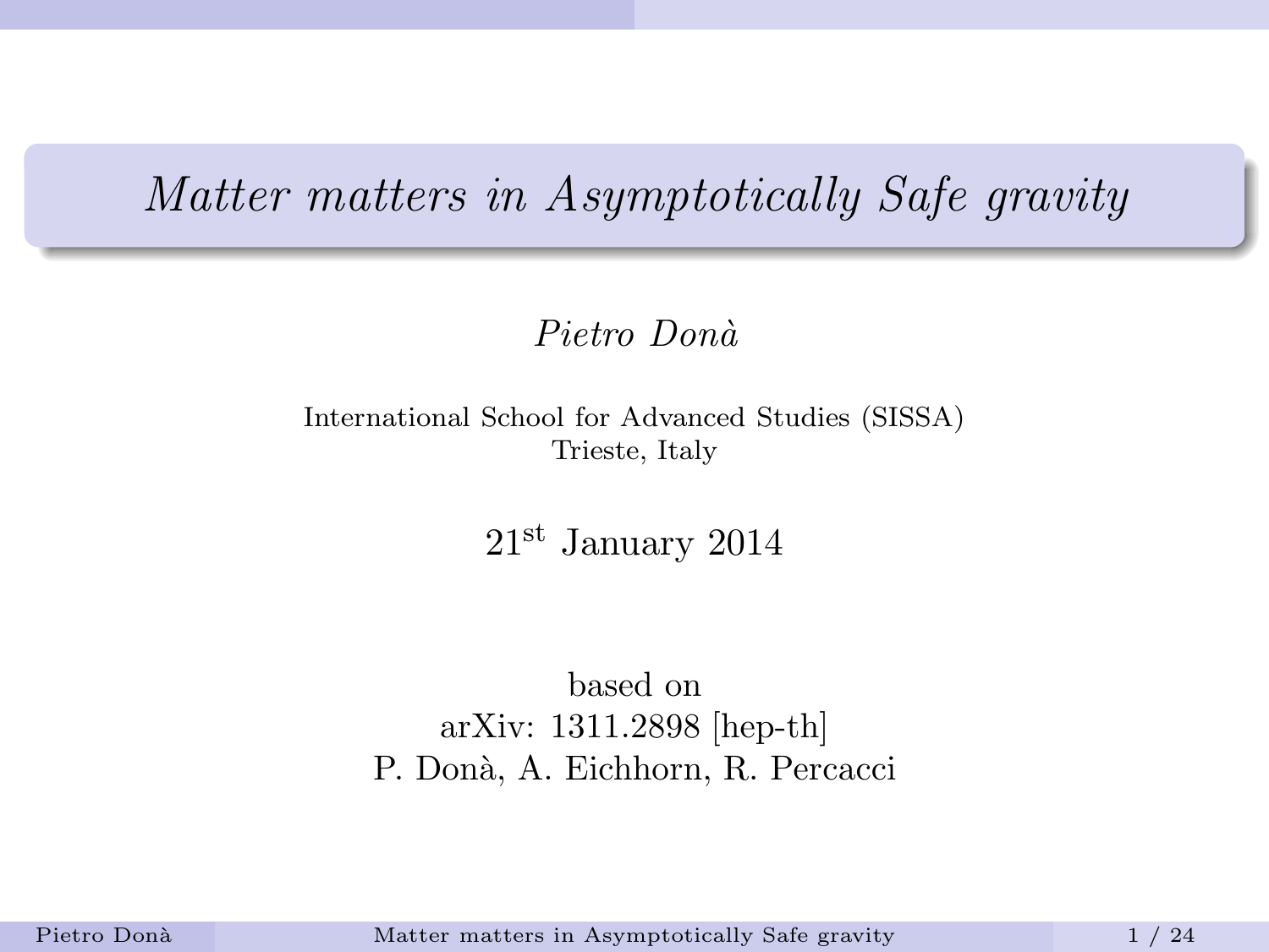# *Matter matters in Asymptotically Safe gravity*

*Pietro Donà*

International School for Advanced Studies (SISSA)
Trieste, Italy

$21^{\text{st}}$ January 2014

based on
arXiv: 1311.2898 [hep-th]
P. Donà, A. Eichhorn, R. Percacci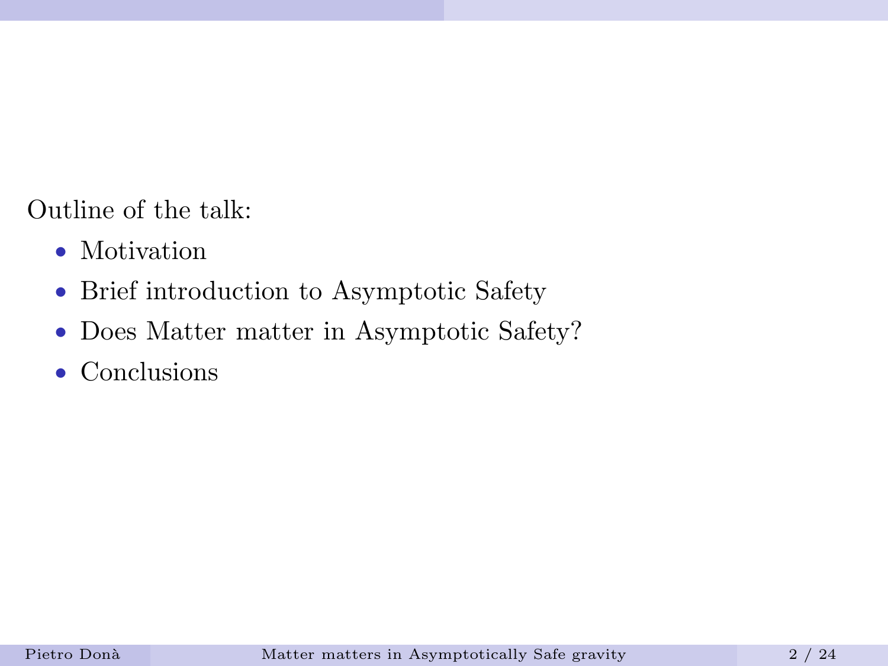Outline of the talk:

- Motivation
- Brief introduction to Asymptotic Safety
- Does Matter matter in Asymptotic Safety?
- Conclusions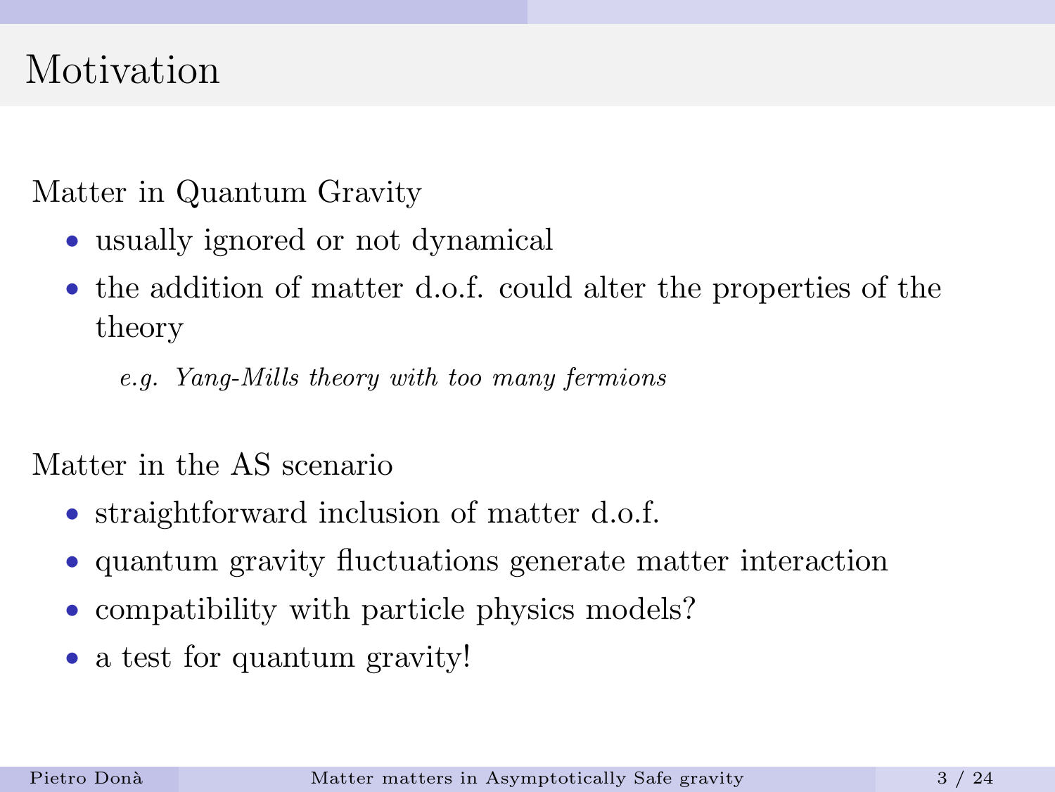# Motivation

Matter in Quantum Gravity

- usually ignored or not dynamical
- the addition of matter d.o.f. could alter the properties of the theory

  *e.g. Yang-Mills theory with too many fermions*

Matter in the AS scenario

- straightforward inclusion of matter d.o.f.
- quantum gravity fluctuations generate matter interaction
- compatibility with particle physics models?
- a test for quantum gravity!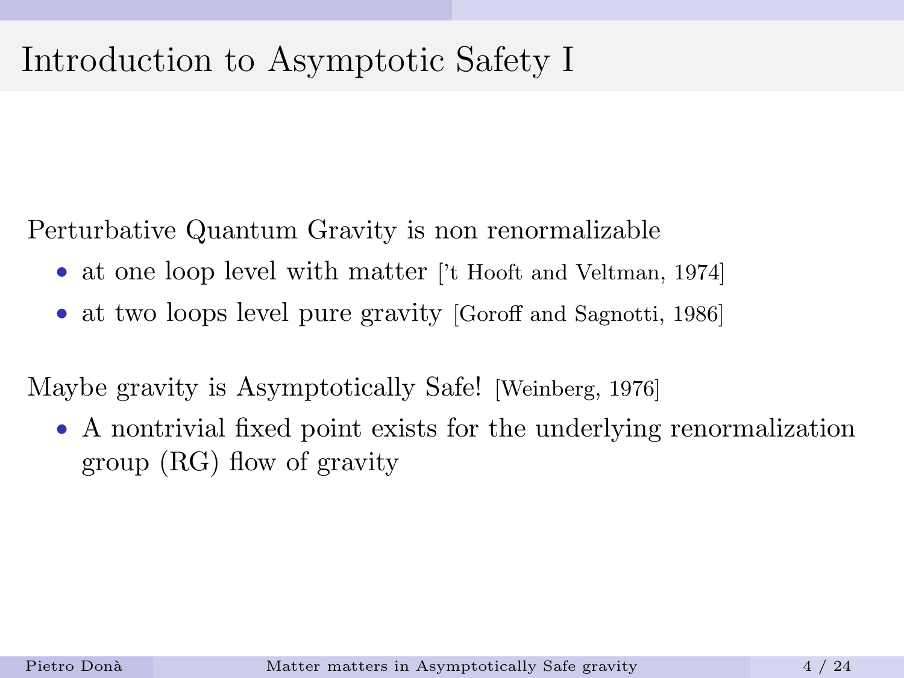# Introduction to Asymptotic Safety I

Perturbative Quantum Gravity is non renormalizable

- at one loop level with matter ['t Hooft and Veltman, 1974]
- at two loops level pure gravity [Goroff and Sagnotti, 1986]

Maybe gravity is Asymptotically Safe! [Weinberg, 1976]

- A nontrivial fixed point exists for the underlying renormalization group (RG) flow of gravity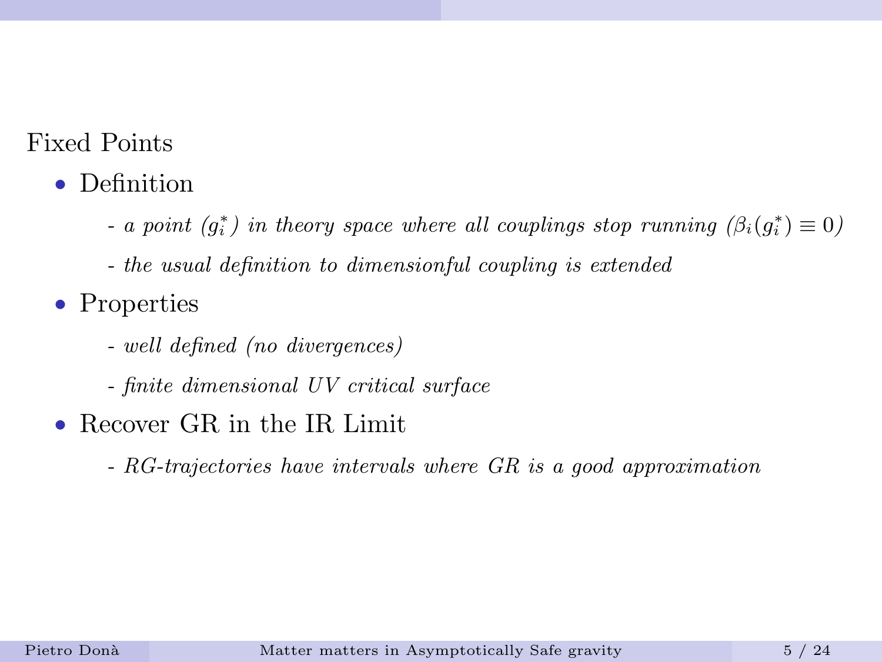## Fixed Points

- Definition

  - *a point ($g_i^*$) in theory space where all couplings stop running ($\beta_i(g_i^*) \equiv 0$)*

  - *the usual definition to dimensionful coupling is extended*

- Properties

  - *well defined (no divergences)*

  - *finite dimensional UV critical surface*

- Recover GR in the IR Limit

  - *RG-trajectories have intervals where GR is a good approximation*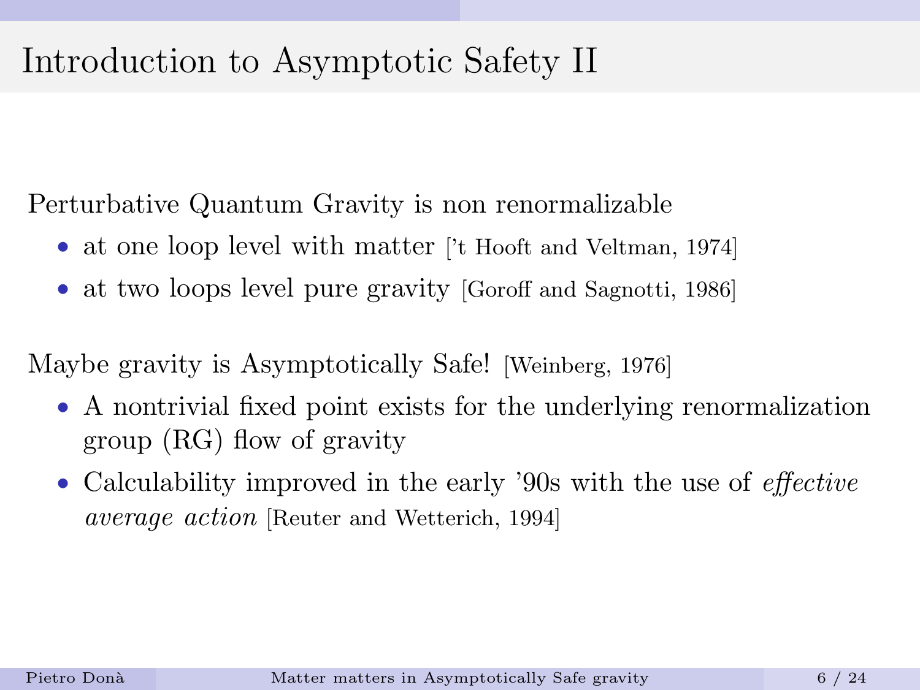# Introduction to Asymptotic Safety II

Perturbative Quantum Gravity is non renormalizable

- at one loop level with matter ['t Hooft and Veltman, 1974]
- at two loops level pure gravity [Goroff and Sagnotti, 1986]

Maybe gravity is Asymptotically Safe! [Weinberg, 1976]

- A nontrivial fixed point exists for the underlying renormalization group (RG) flow of gravity
- Calculability improved in the early '90s with the use of *effective average action* [Reuter and Wetterich, 1994]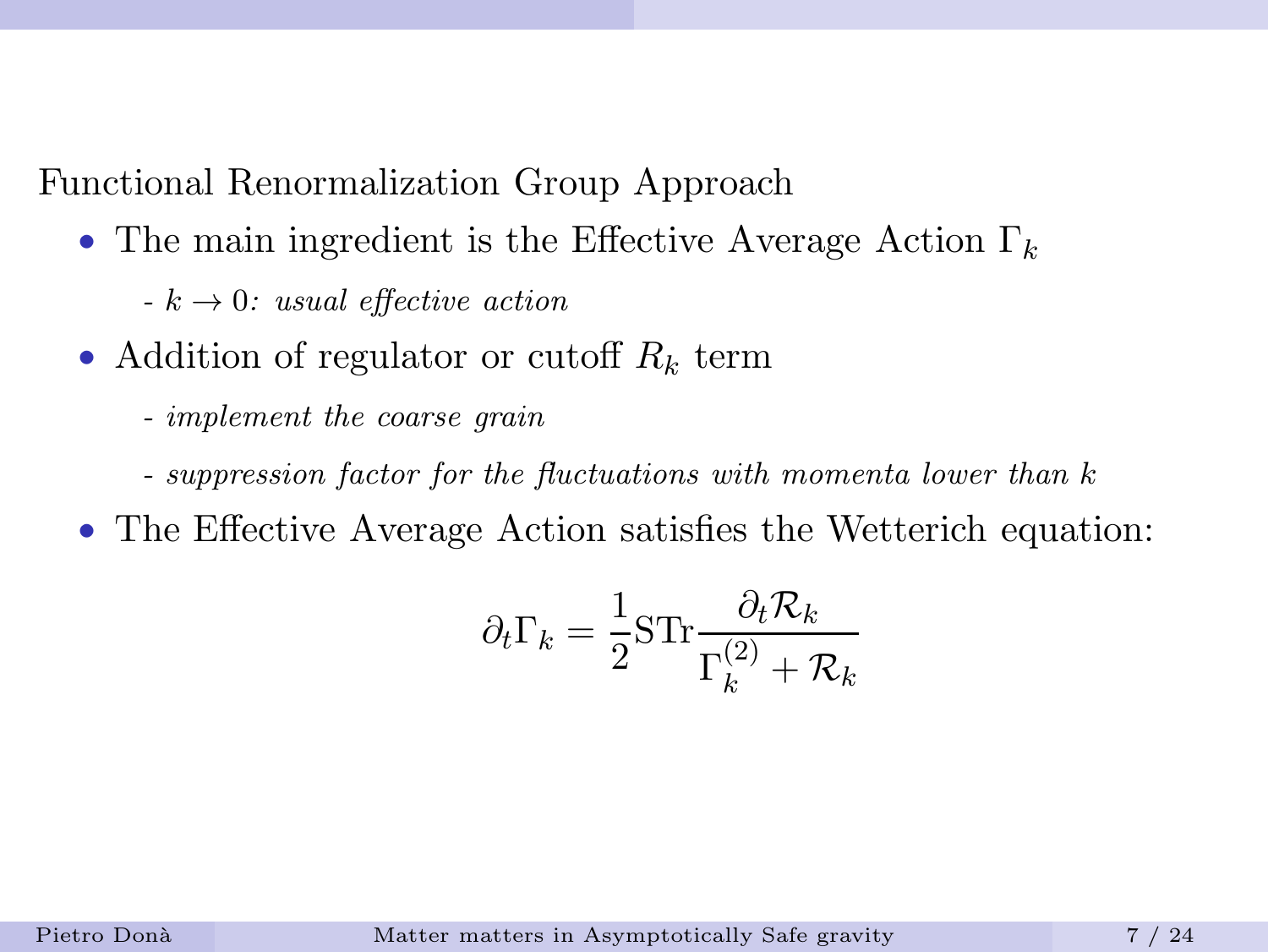Functional Renormalization Group Approach

- The main ingredient is the Effective Average Action $\Gamma_k$
  - *$k \to 0$: usual effective action*
- Addition of regulator or cutoff $R_k$ term
  - *implement the coarse grain*
  - *suppression factor for the fluctuations with momenta lower than $k$*
- The Effective Average Action satisfies the Wetterich equation:

$$\partial_t \Gamma_k = \frac{1}{2} \mathrm{STr} \frac{\partial_t \mathcal{R}_k}{\Gamma_k^{(2)} + \mathcal{R}_k}$$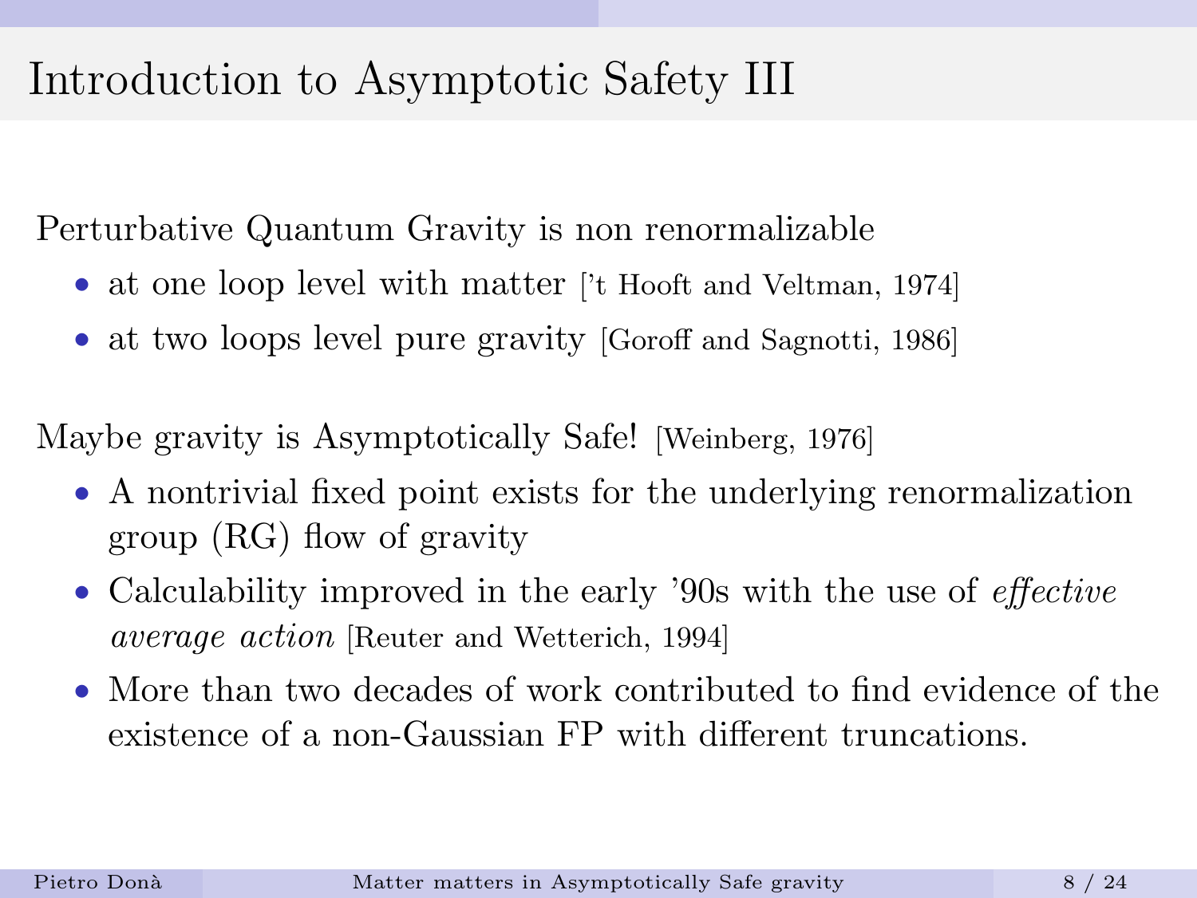# Introduction to Asymptotic Safety III

Perturbative Quantum Gravity is non renormalizable

- at one loop level with matter ['t Hooft and Veltman, 1974]
- at two loops level pure gravity [Goroff and Sagnotti, 1986]

Maybe gravity is Asymptotically Safe! [Weinberg, 1976]

- A nontrivial fixed point exists for the underlying renormalization group (RG) flow of gravity
- Calculability improved in the early '90s with the use of *effective average action* [Reuter and Wetterich, 1994]
- More than two decades of work contributed to find evidence of the existence of a non-Gaussian FP with different truncations.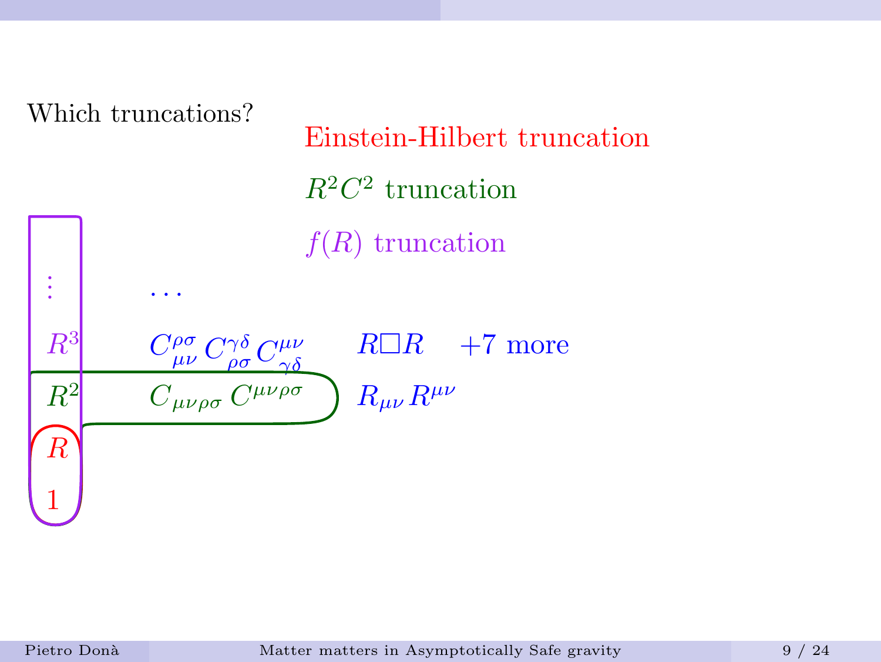Which truncations?

Einstein-Hilbert truncation

$R^2C^2$ truncation

$f(R)$ truncation

| | | | |
|---|---|---|---|
| $\vdots$ | $\dots$ | | |
| $R^3$ | $C^{\rho\sigma}_{\mu\nu} C^{\gamma\delta}_{\rho\sigma} C^{\mu\nu}_{\gamma\delta}$ | $R\Box R$ | $+7$ more |
| $R^2$ | $C_{\mu\nu\rho\sigma} C^{\mu\nu\rho\sigma}$ | $R_{\mu\nu} R^{\mu\nu}$ | |
| $R$ | | | |
| $1$ | | | |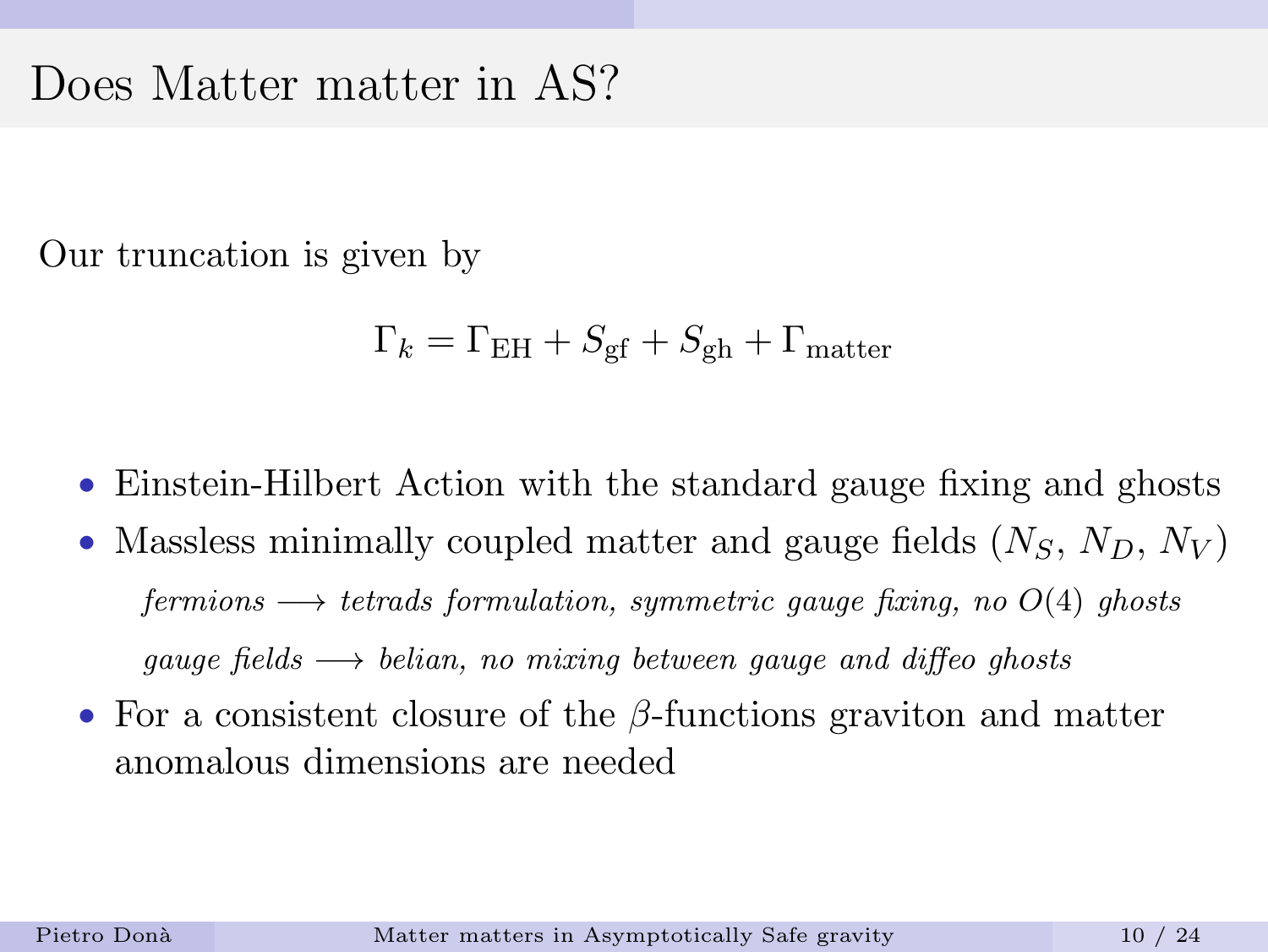# Does Matter matter in AS?

Our truncation is given by

$$\Gamma_k = \Gamma_{\mathrm{EH}} + S_{\mathrm{gf}} + S_{\mathrm{gh}} + \Gamma_{\mathrm{matter}}$$

- Einstein-Hilbert Action with the standard gauge fixing and ghosts
- Massless minimally coupled matter and gauge fields ($N_S$, $N_D$, $N_V$)

  *fermions* $\longrightarrow$ *tetrads formulation, symmetric gauge fixing, no $O(4)$ ghosts*

  *gauge fields* $\longrightarrow$ *belian, no mixing between gauge and diffeo ghosts*
- For a consistent closure of the $\beta$-functions graviton and matter anomalous dimensions are needed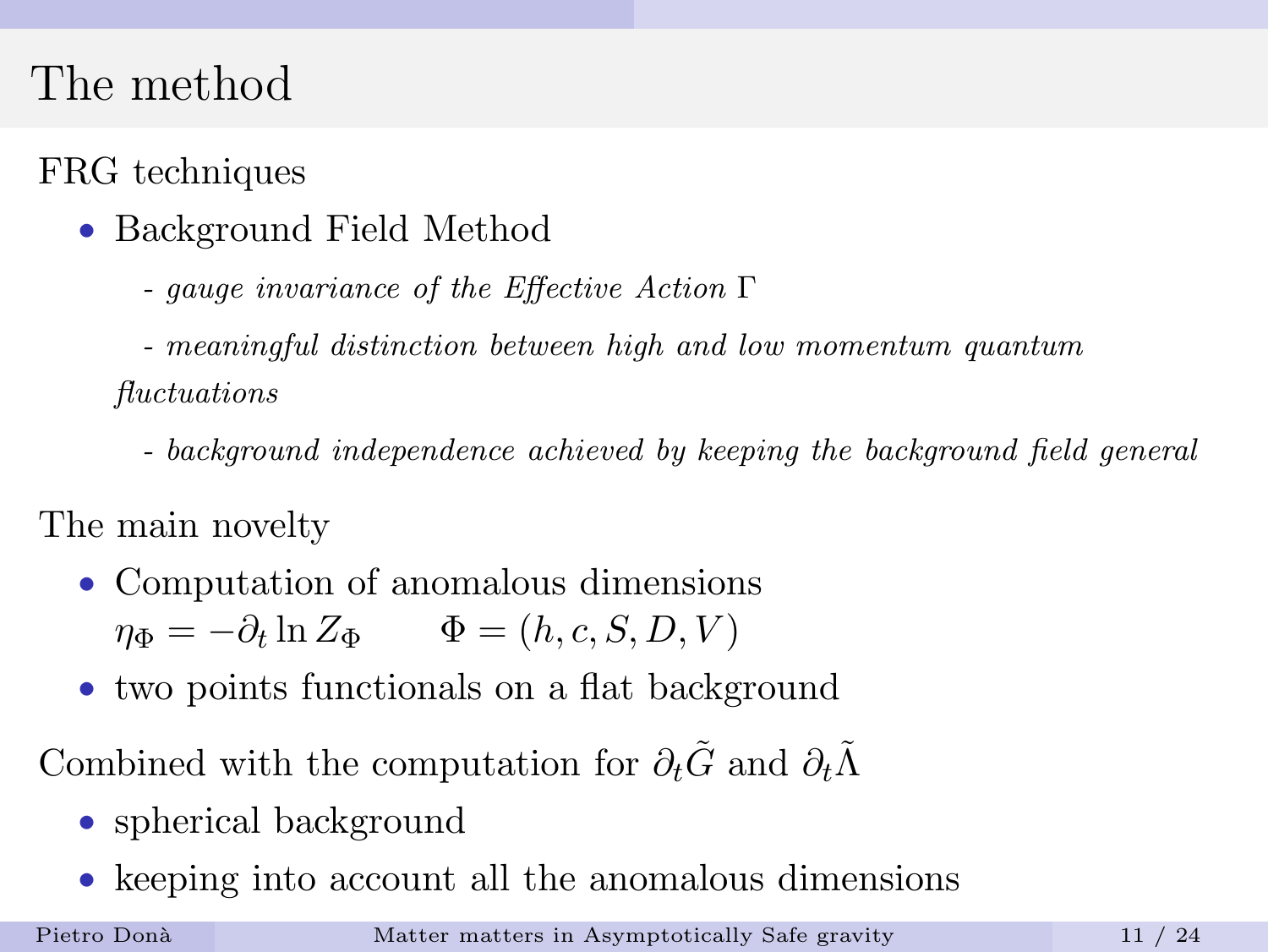# The method

FRG techniques

- Background Field Method

  - *gauge invariance of the Effective Action* $\Gamma$

  - *meaningful distinction between high and low momentum quantum fluctuations*

  - *background independence achieved by keeping the background field general*

The main novelty

- Computation of anomalous dimensions
  $\eta_\Phi = -\partial_t \ln Z_\Phi \qquad \Phi = (h, c, S, D, V)$
- two points functionals on a flat background

Combined with the computation for $\partial_t \tilde{G}$ and $\partial_t \tilde{\Lambda}$

- spherical background
- keeping into account all the anomalous dimensions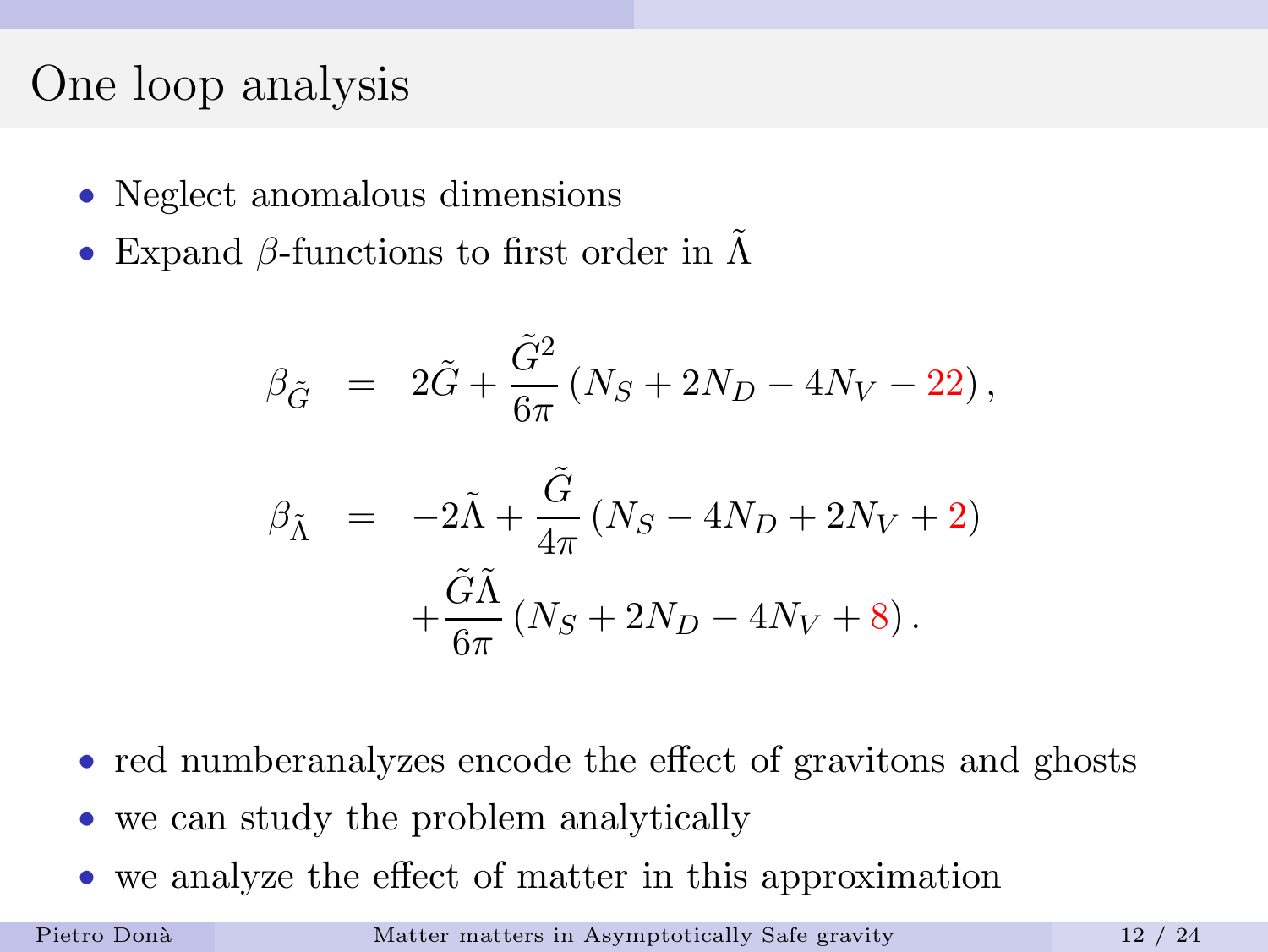# One loop analysis

- Neglect anomalous dimensions
- Expand $\beta$-functions to first order in $\tilde{\Lambda}$

$$
\begin{aligned}
\beta_{\tilde{G}} &= 2\tilde{G} + \frac{\tilde{G}^2}{6\pi}\left(N_S + 2N_D - 4N_V - 22\right), \\
\beta_{\tilde{\Lambda}} &= -2\tilde{\Lambda} + \frac{\tilde{G}}{4\pi}\left(N_S - 4N_D + 2N_V + 2\right) \\
&\quad + \frac{\tilde{G}\tilde{\Lambda}}{6\pi}\left(N_S + 2N_D - 4N_V + 8\right).
\end{aligned}
$$

- red numberanalyzes encode the effect of gravitons and ghosts
- we can study the problem analytically
- we analyze the effect of matter in this approximation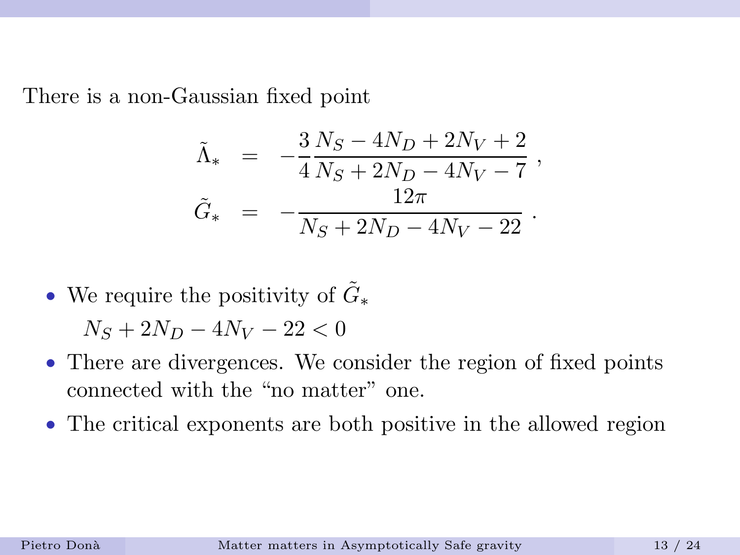There is a non-Gaussian fixed point

$$
\begin{aligned}
\tilde{\Lambda}_* &= -\frac{3}{4}\frac{N_S - 4N_D + 2N_V + 2}{N_S + 2N_D - 4N_V - 7}\,, \\
\tilde{G}_* &= -\frac{12\pi}{N_S + 2N_D - 4N_V - 22}\,.
\end{aligned}
$$

- We require the positivity of $\tilde{G}_*$

  $N_S + 2N_D - 4N_V - 22 < 0$
- There are divergences. We consider the region of fixed points connected with the "no matter" one.
- The critical exponents are both positive in the allowed region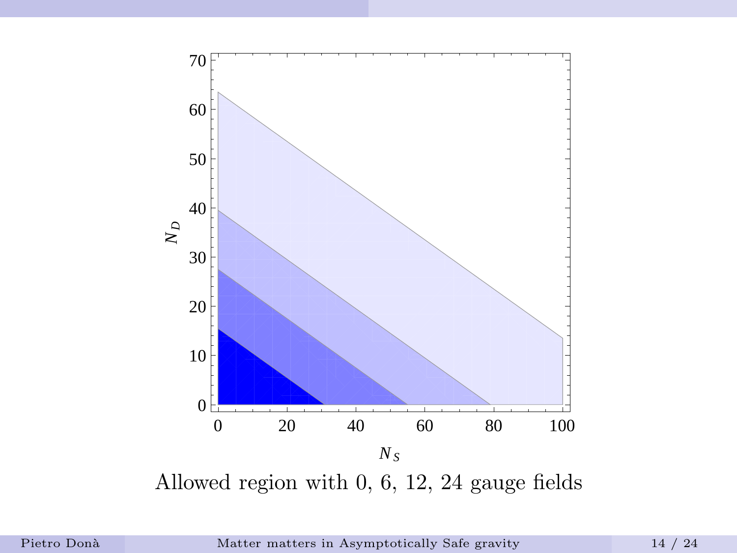Allowed region with 0, 6, 12, 24 gauge fields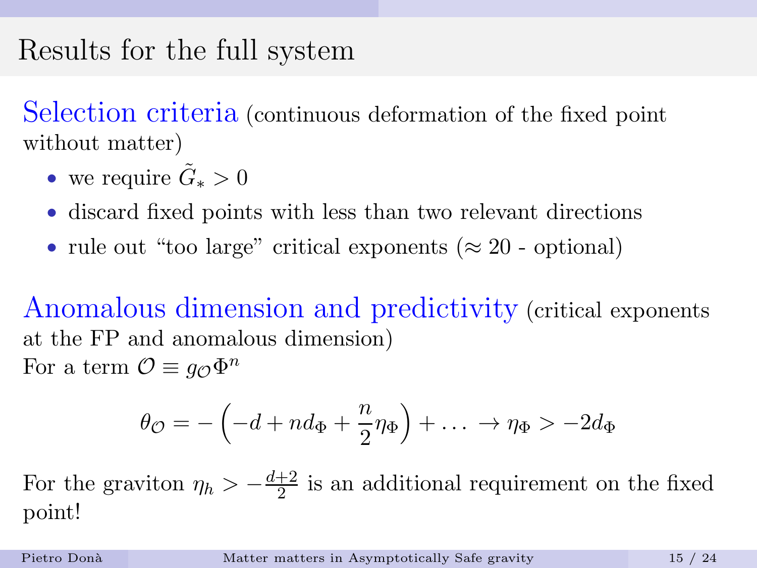# Results for the full system

**Selection criteria** (continuous deformation of the fixed point without matter)

- we require $\tilde{G}_* > 0$
- discard fixed points with less than two relevant directions
- rule out "too large" critical exponents ($\approx 20$ - optional)

**Anomalous dimension and predictivity** (critical exponents at the FP and anomalous dimension)

For a term $\mathcal{O} \equiv g_{\mathcal{O}} \Phi^n$

$$\theta_{\mathcal{O}} = -\left(-d + n d_\Phi + \frac{n}{2}\eta_\Phi\right) + \ldots \rightarrow \eta_\Phi > -2 d_\Phi$$

For the graviton $\eta_h > -\frac{d+2}{2}$ is an additional requirement on the fixed point!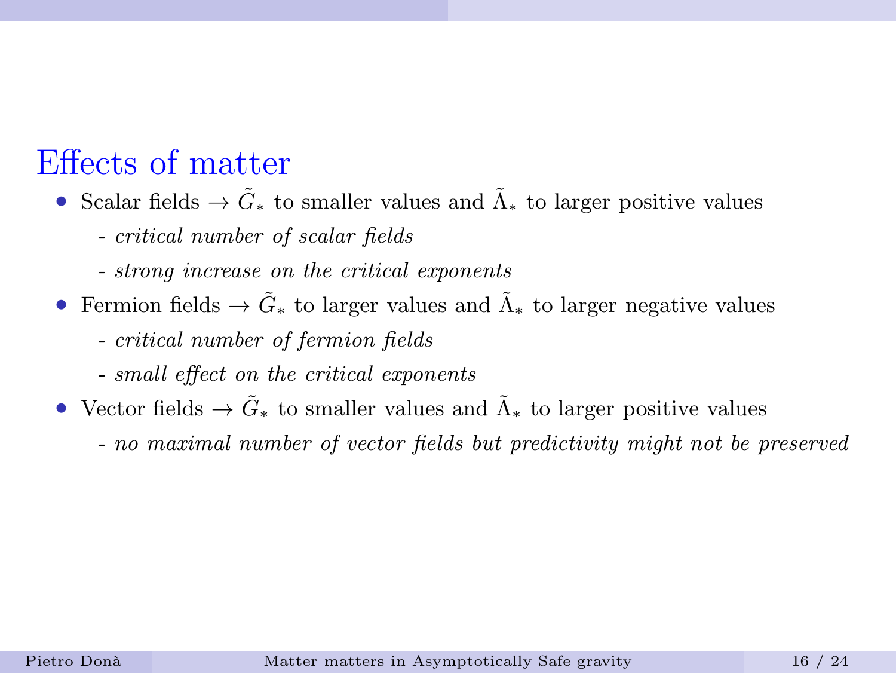# Effects of matter

- Scalar fields → $\tilde{G}_*$ to smaller values and $\tilde{\Lambda}_*$ to larger positive values
  - *critical number of scalar fields*
  - *strong increase on the critical exponents*
- Fermion fields → $\tilde{G}_*$ to larger values and $\tilde{\Lambda}_*$ to larger negative values
  - *critical number of fermion fields*
  - *small effect on the critical exponents*
- Vector fields → $\tilde{G}_*$ to smaller values and $\tilde{\Lambda}_*$ to larger positive values
  - *no maximal number of vector fields but predictivity might not be preserved*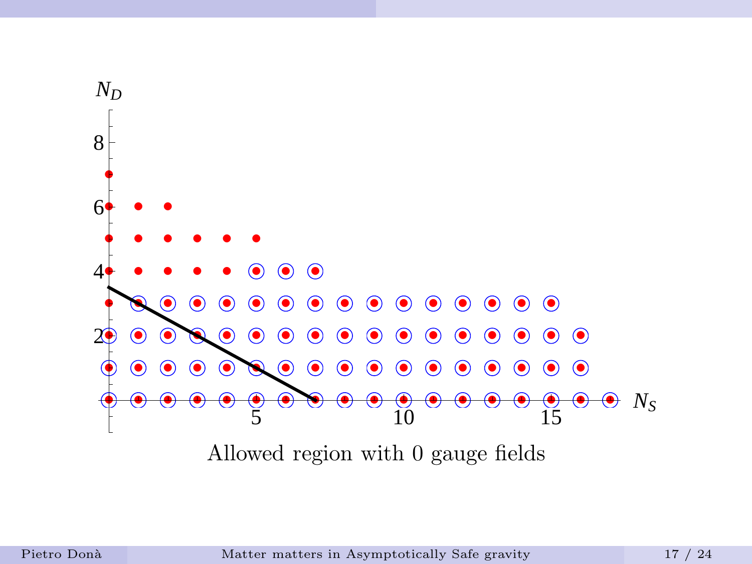Allowed region with 0 gauge fields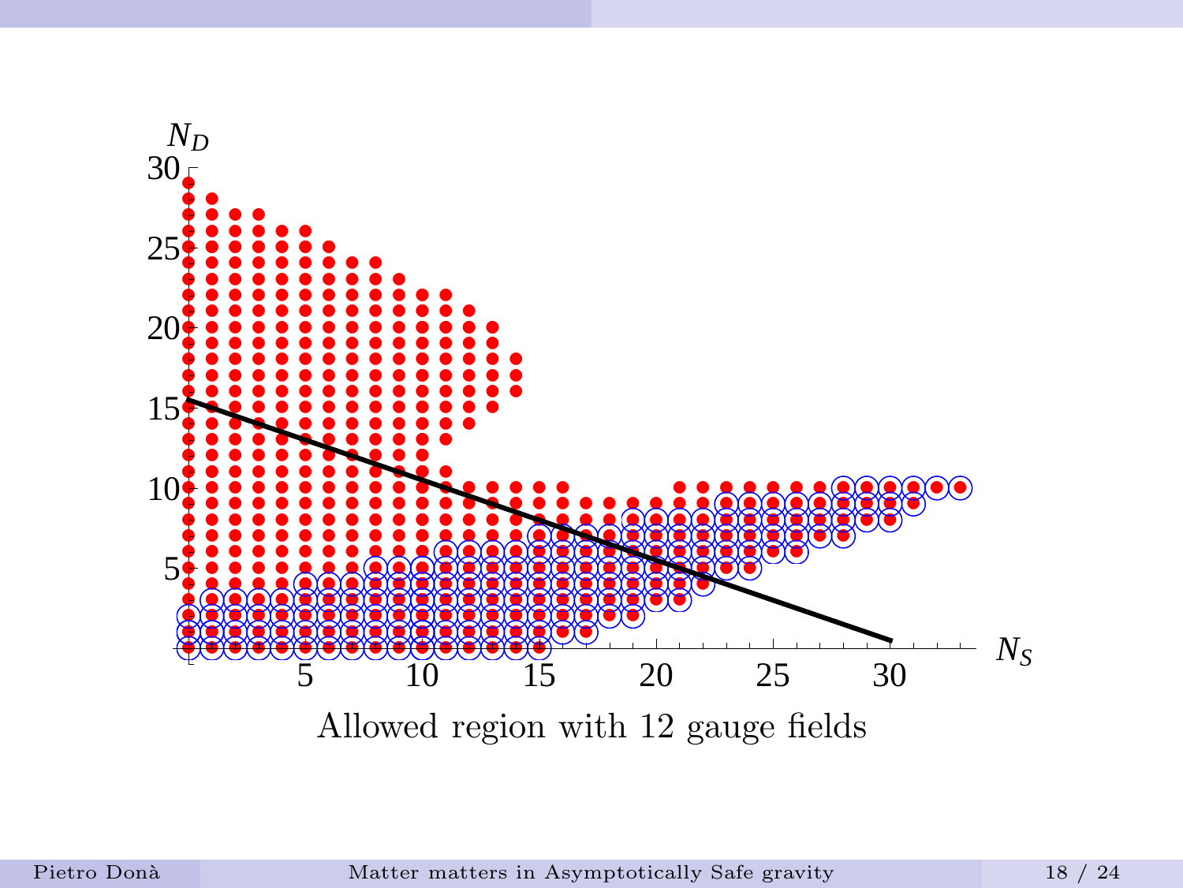Allowed region with 12 gauge fields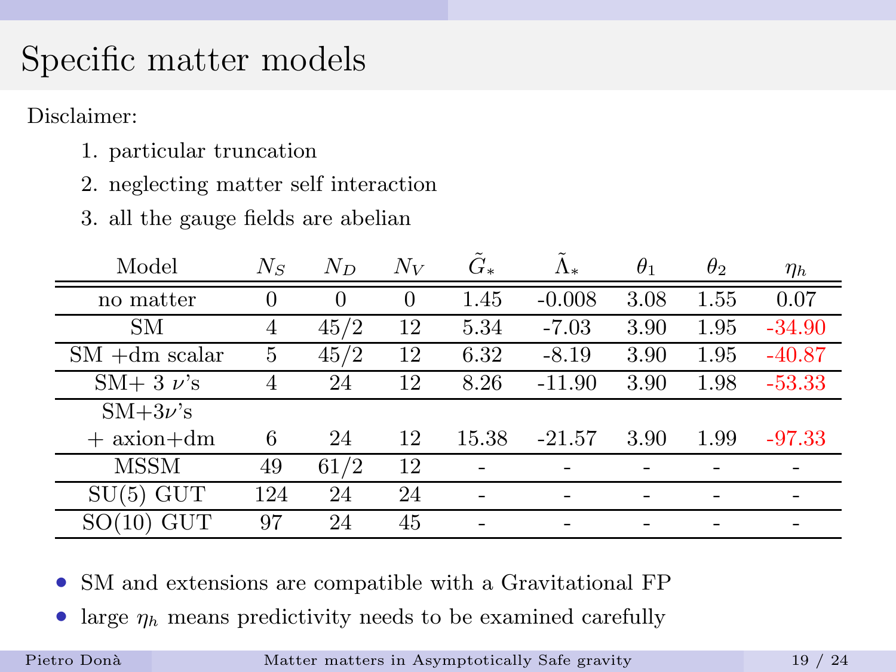# Specific matter models

Disclaimer:

1. particular truncation
2. neglecting matter self interaction
3. all the gauge fields are abelian

| Model | $N_S$ | $N_D$ | $N_V$ | $\tilde{G}_*$ | $\tilde{\Lambda}_*$ | $\theta_1$ | $\theta_2$ | $\eta_h$ |
|---|---|---|---|---|---|---|---|---|
| no matter | 0 | 0 | 0 | 1.45 | -0.008 | 3.08 | 1.55 | 0.07 |
| SM | 4 | 45/2 | 12 | 5.34 | -7.03 | 3.90 | 1.95 | -34.90 |
| SM +dm scalar | 5 | 45/2 | 12 | 6.32 | -8.19 | 3.90 | 1.95 | -40.87 |
| SM+ 3 $\nu$'s | 4 | 24 | 12 | 8.26 | -11.90 | 3.90 | 1.98 | -53.33 |
| SM+3$\nu$'s + axion+dm | 6 | 24 | 12 | 15.38 | -21.57 | 3.90 | 1.99 | -97.33 |
| MSSM | 49 | 61/2 | 12 | - | - | - | - | - |
| SU(5) GUT | 124 | 24 | 24 | - | - | - | - | - |
| SO(10) GUT | 97 | 24 | 45 | - | - | - | - | - |

- SM and extensions are compatible with a Gravitational FP
- large $\eta_h$ means predictivity needs to be examined carefully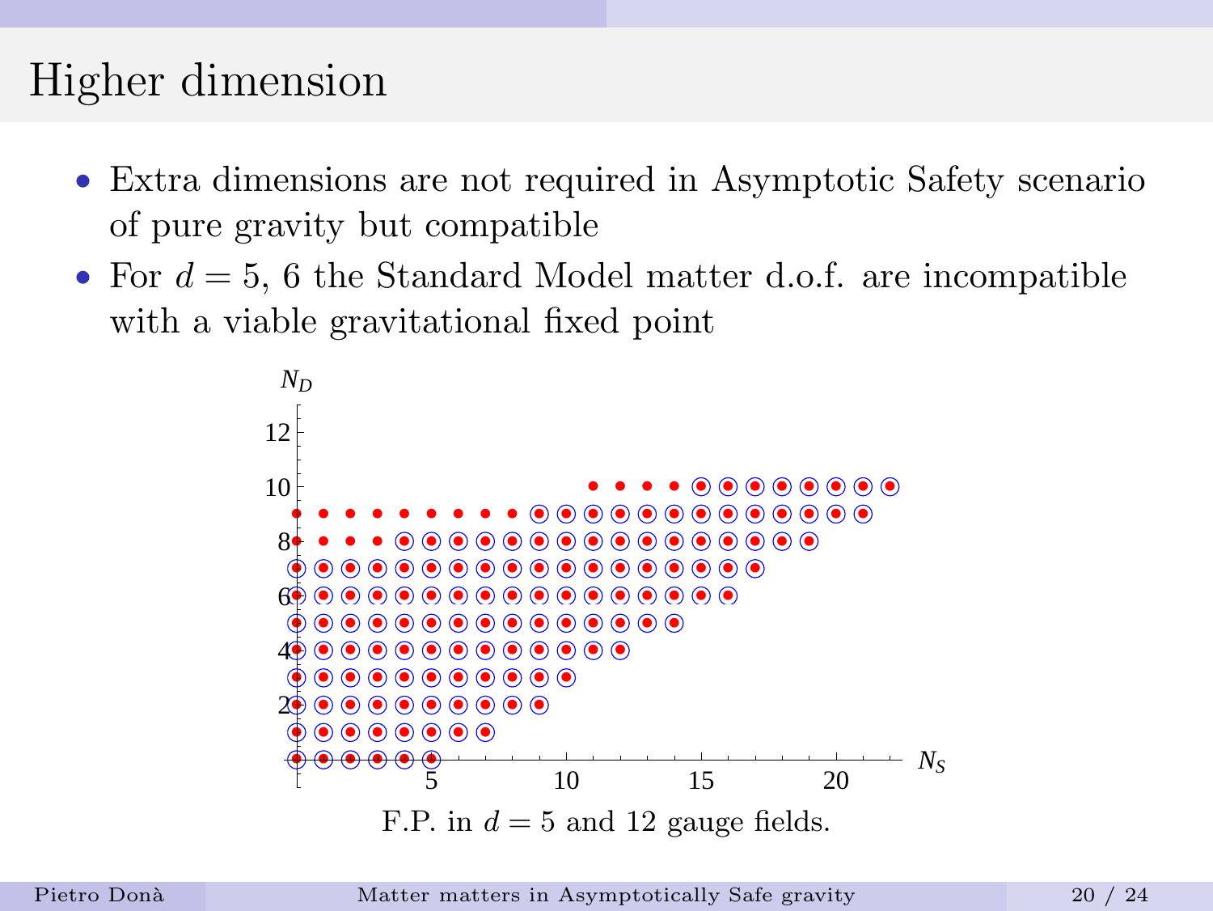# Higher dimension

- Extra dimensions are not required in Asymptotic Safety scenario of pure gravity but compatible
- For $d = 5$, 6 the Standard Model matter d.o.f. are incompatible with a viable gravitational fixed point

F.P. in $d = 5$ and 12 gauge fields.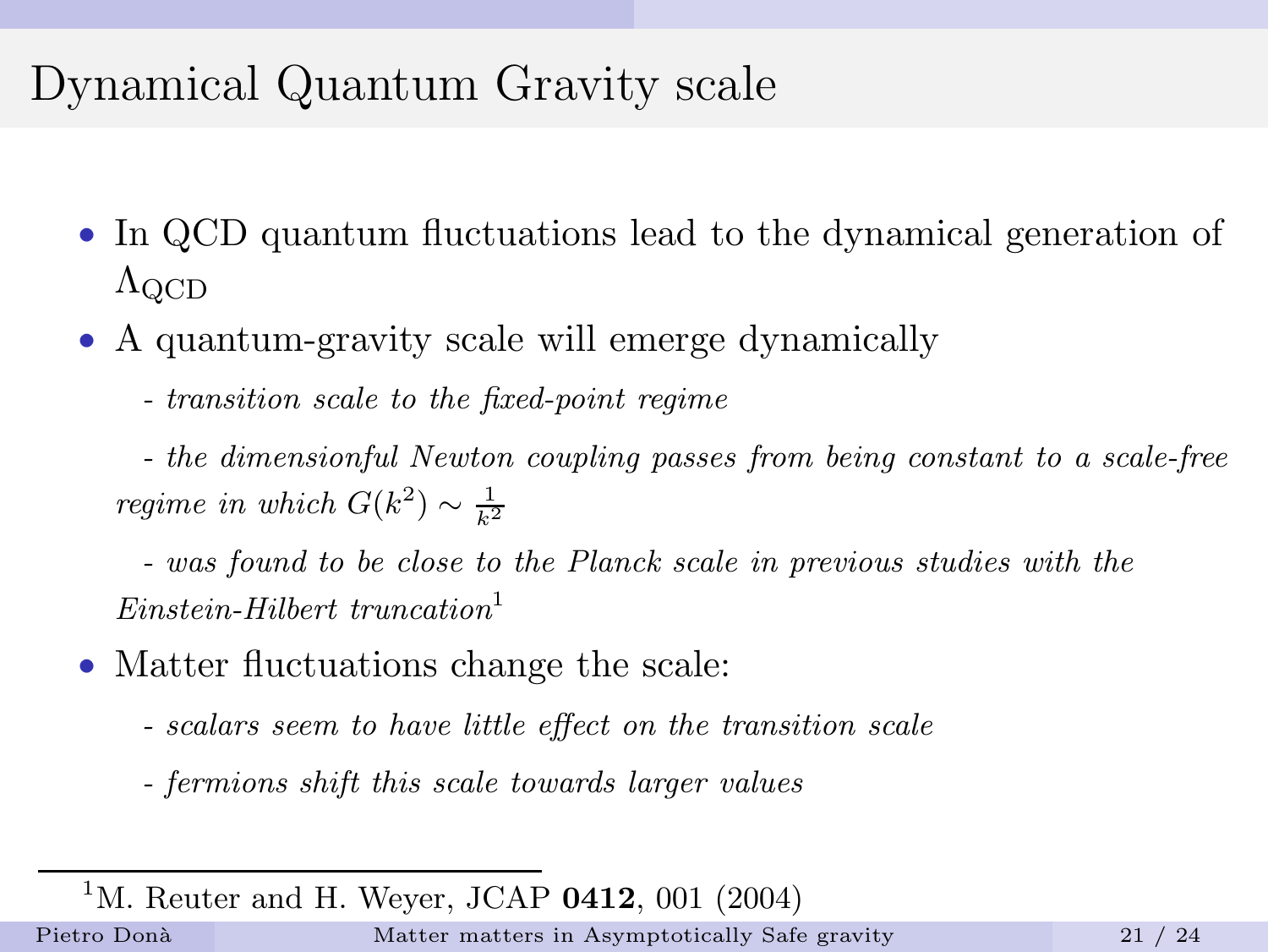# Dynamical Quantum Gravity scale

- In QCD quantum fluctuations lead to the dynamical generation of $\Lambda_{\text{QCD}}$
- A quantum-gravity scale will emerge dynamically

  *- transition scale to the fixed-point regime*

  *- the dimensionful Newton coupling passes from being constant to a scale-free regime in which $G(k^2) \sim \frac{1}{k^2}$*

  *- was found to be close to the Planck scale in previous studies with the Einstein-Hilbert truncation*[1]

- Matter fluctuations change the scale:

  *- scalars seem to have little effect on the transition scale*

  *- fermions shift this scale towards larger values*

---

[1] M. Reuter and H. Weyer, JCAP **0412**, 001 (2004)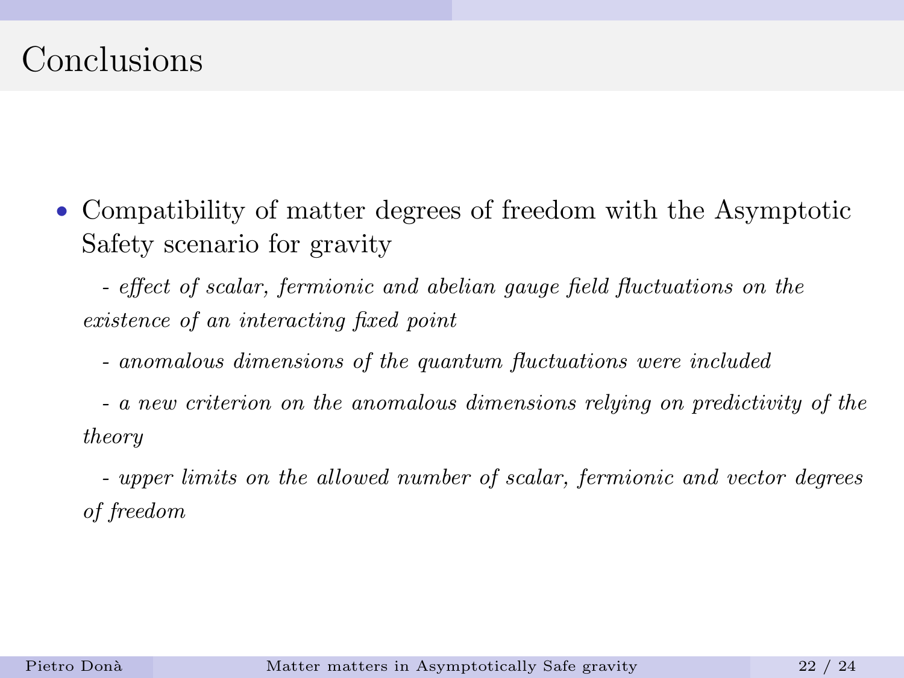# Conclusions

- Compatibility of matter degrees of freedom with the Asymptotic Safety scenario for gravity

  - *effect of scalar, fermionic and abelian gauge field fluctuations on the existence of an interacting fixed point*

  - *anomalous dimensions of the quantum fluctuations were included*

  - *a new criterion on the anomalous dimensions relying on predictivity of the theory*

  - *upper limits on the allowed number of scalar, fermionic and vector degrees of freedom*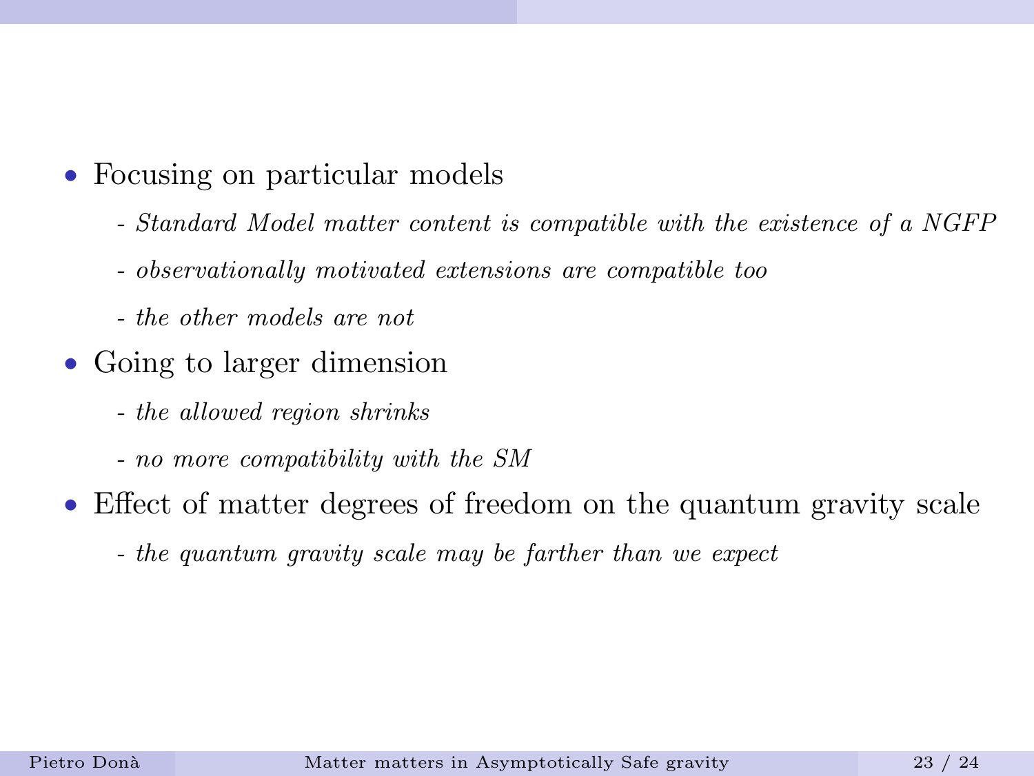- Focusing on particular models
  - *- Standard Model matter content is compatible with the existence of a NGFP*
  - *- observationally motivated extensions are compatible too*
  - *- the other models are not*
- Going to larger dimension
  - *- the allowed region shrinks*
  - *- no more compatibility with the SM*
- Effect of matter degrees of freedom on the quantum gravity scale
  - *- the quantum gravity scale may be farther than we expect*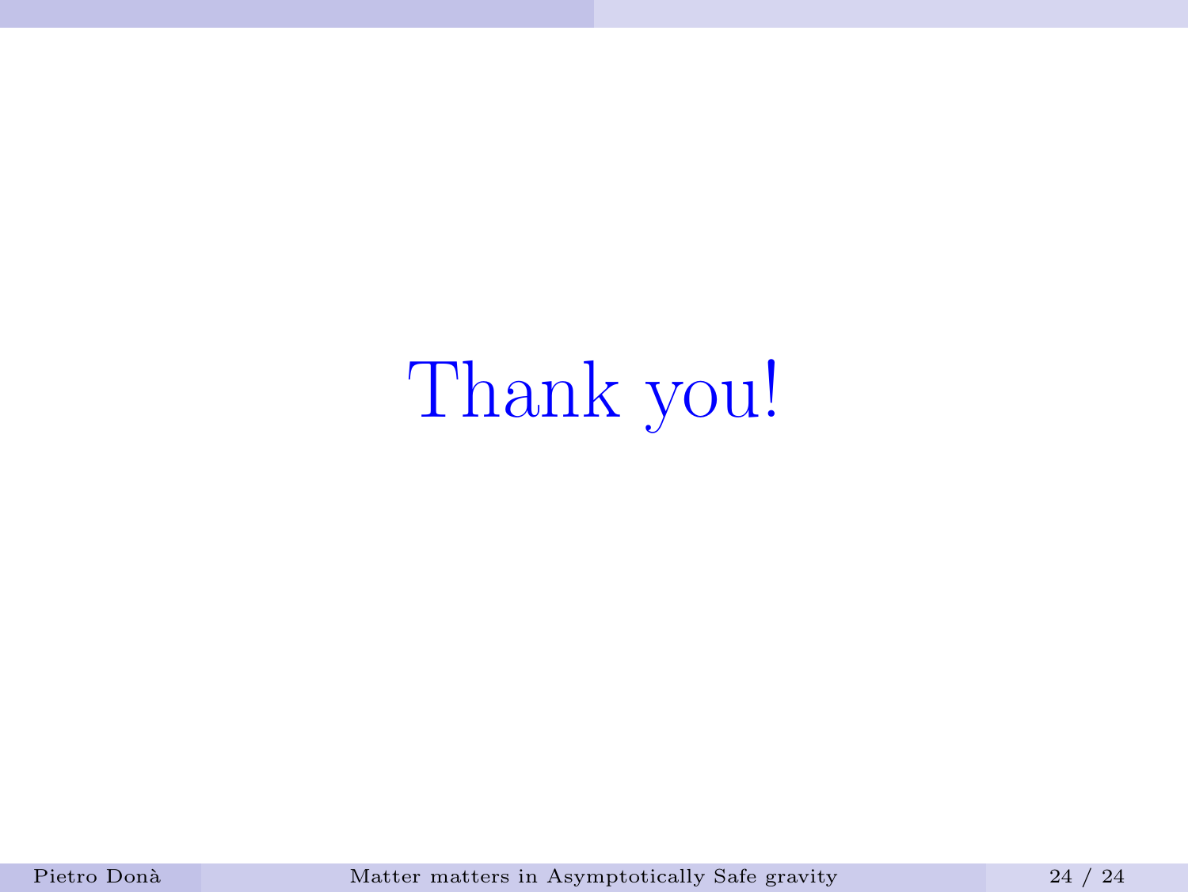Thank you!